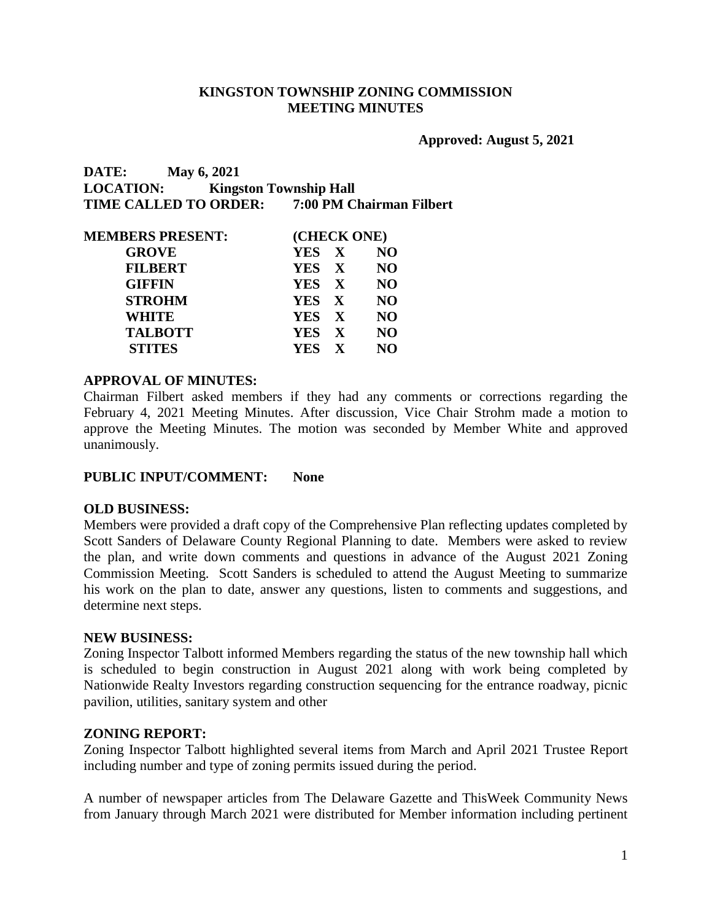# KINGSTON TOWNSHIP ZONING COMMISSION
# MEETING MINUTES

**Approved: August 5, 2021**

**DATE:** **May 6, 2021**
**LOCATION:** **Kingston Township Hall**
**TIME CALLED TO ORDER:** **7:00 PM Chairman Filbert**

| MEMBERS PRESENT: | (CHECK ONE) | | |
|---|---|---|---|
| GROVE | YES | X | NO |
| FILBERT | YES | X | NO |
| GIFFIN | YES | X | NO |
| STROHM | YES | X | NO |
| WHITE | YES | X | NO |
| TALBOTT | YES | X | NO |
| STITES | YES | X | NO |

**APPROVAL OF MINUTES:**

Chairman Filbert asked members if they had any comments or corrections regarding the February 4, 2021 Meeting Minutes. After discussion, Vice Chair Strohm made a motion to approve the Meeting Minutes. The motion was seconded by Member White and approved unanimously.

**PUBLIC INPUT/COMMENT:** **None**

**OLD BUSINESS:**

Members were provided a draft copy of the Comprehensive Plan reflecting updates completed by Scott Sanders of Delaware County Regional Planning to date. Members were asked to review the plan, and write down comments and questions in advance of the August 2021 Zoning Commission Meeting. Scott Sanders is scheduled to attend the August Meeting to summarize his work on the plan to date, answer any questions, listen to comments and suggestions, and determine next steps.

**NEW BUSINESS:**

Zoning Inspector Talbott informed Members regarding the status of the new township hall which is scheduled to begin construction in August 2021 along with work being completed by Nationwide Realty Investors regarding construction sequencing for the entrance roadway, picnic pavilion, utilities, sanitary system and other

**ZONING REPORT:**

Zoning Inspector Talbott highlighted several items from March and April 2021 Trustee Report including number and type of zoning permits issued during the period.

A number of newspaper articles from The Delaware Gazette and ThisWeek Community News from January through March 2021 were distributed for Member information including pertinent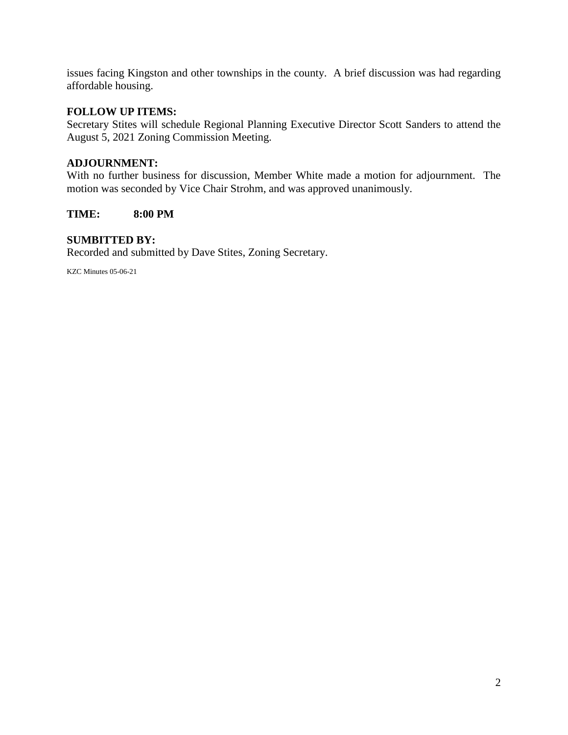issues facing Kingston and other townships in the county. A brief discussion was had regarding affordable housing.

**FOLLOW UP ITEMS:**
Secretary Stites will schedule Regional Planning Executive Director Scott Sanders to attend the August 5, 2021 Zoning Commission Meeting.

**ADJOURNMENT:**
With no further business for discussion, Member White made a motion for adjournment. The motion was seconded by Vice Chair Strohm, and was approved unanimously.

**TIME: 8:00 PM**

**SUMBITTED BY:**
Recorded and submitted by Dave Stites, Zoning Secretary.

KZC Minutes 05-06-21